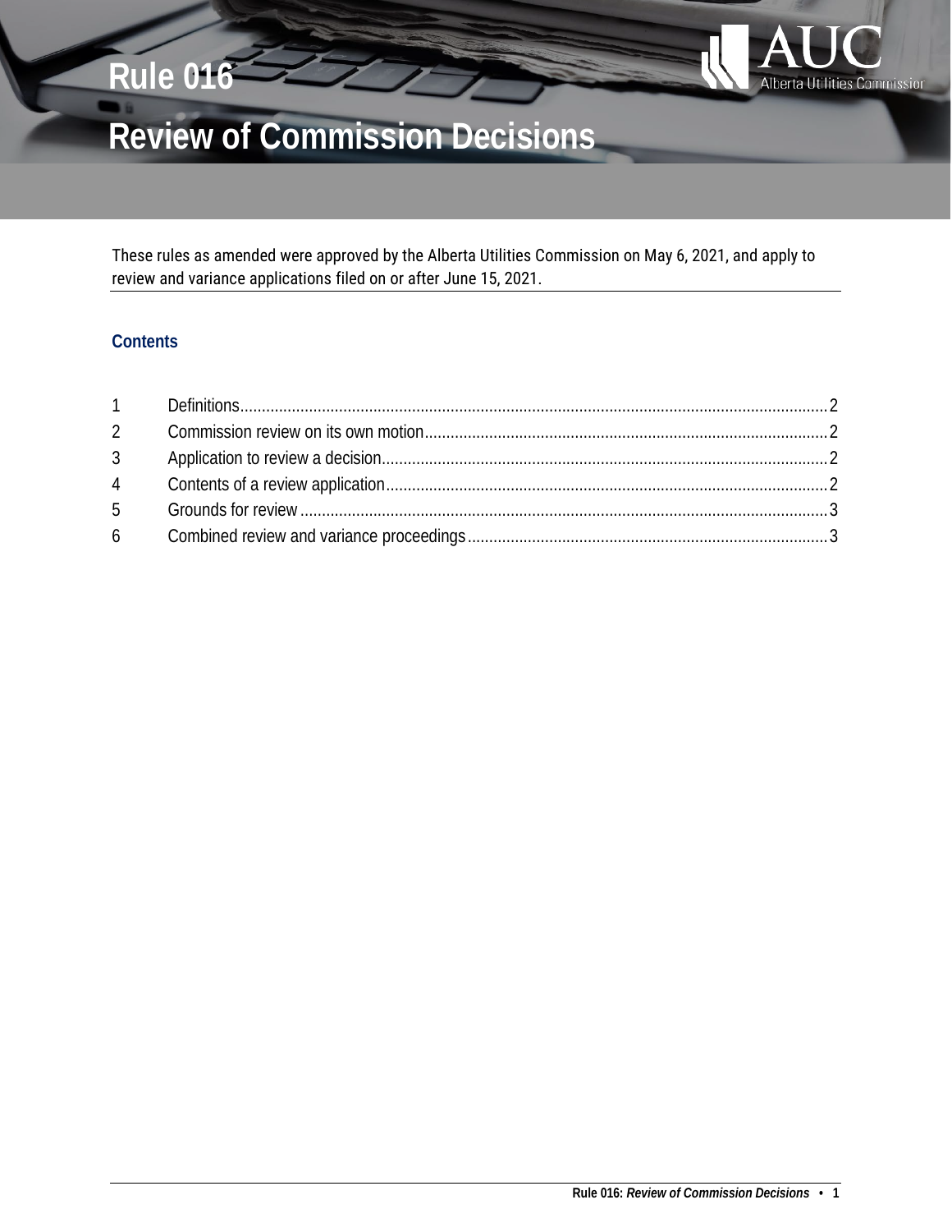# Rule 016

# Review of Commission Decisions

These rules as amended were approved by the Alberta Utilities Commission on May 6, 2021, and apply to review and variance applications filed on or after June 15, 2021.

## Contents

1 Definitions...2
2 Commission review on its own motion...2
3 Application to review a decision...2
4 Contents of a review application...2
5 Grounds for review...3
6 Combined review and variance proceedings...3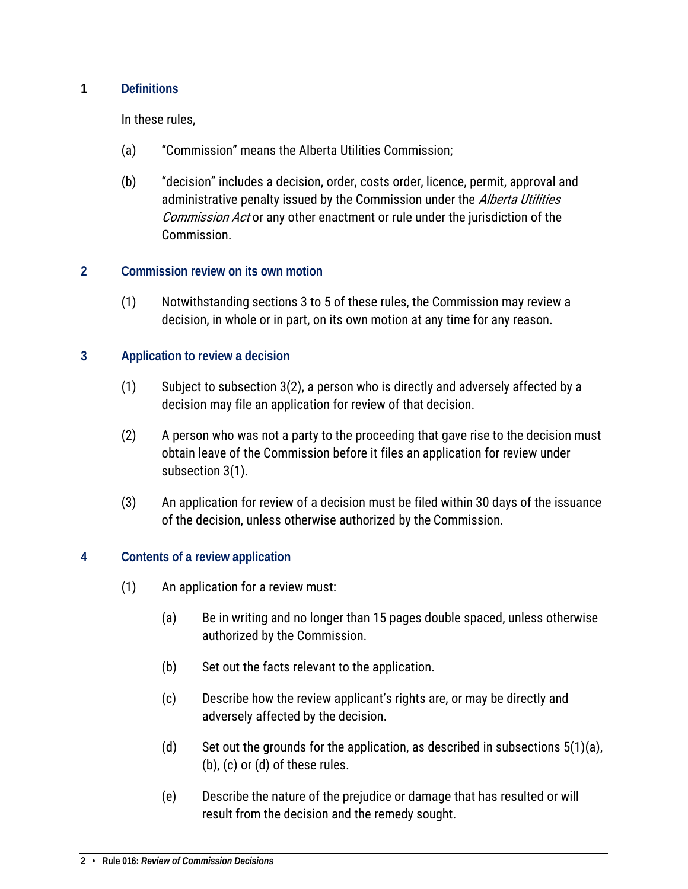## 1 Definitions

In these rules,

(a) "Commission" means the Alberta Utilities Commission;

(b) "decision" includes a decision, order, costs order, licence, permit, approval and administrative penalty issued by the Commission under the *Alberta Utilities Commission Act* or any other enactment or rule under the jurisdiction of the Commission.

## 2 Commission review on its own motion

(1) Notwithstanding sections 3 to 5 of these rules, the Commission may review a decision, in whole or in part, on its own motion at any time for any reason.

## 3 Application to review a decision

(1) Subject to subsection 3(2), a person who is directly and adversely affected by a decision may file an application for review of that decision.

(2) A person who was not a party to the proceeding that gave rise to the decision must obtain leave of the Commission before it files an application for review under subsection 3(1).

(3) An application for review of a decision must be filed within 30 days of the issuance of the decision, unless otherwise authorized by the Commission.

## 4 Contents of a review application

(1) An application for a review must:

(a) Be in writing and no longer than 15 pages double spaced, unless otherwise authorized by the Commission.

(b) Set out the facts relevant to the application.

(c) Describe how the review applicant's rights are, or may be directly and adversely affected by the decision.

(d) Set out the grounds for the application, as described in subsections 5(1)(a), (b), (c) or (d) of these rules.

(e) Describe the nature of the prejudice or damage that has resulted or will result from the decision and the remedy sought.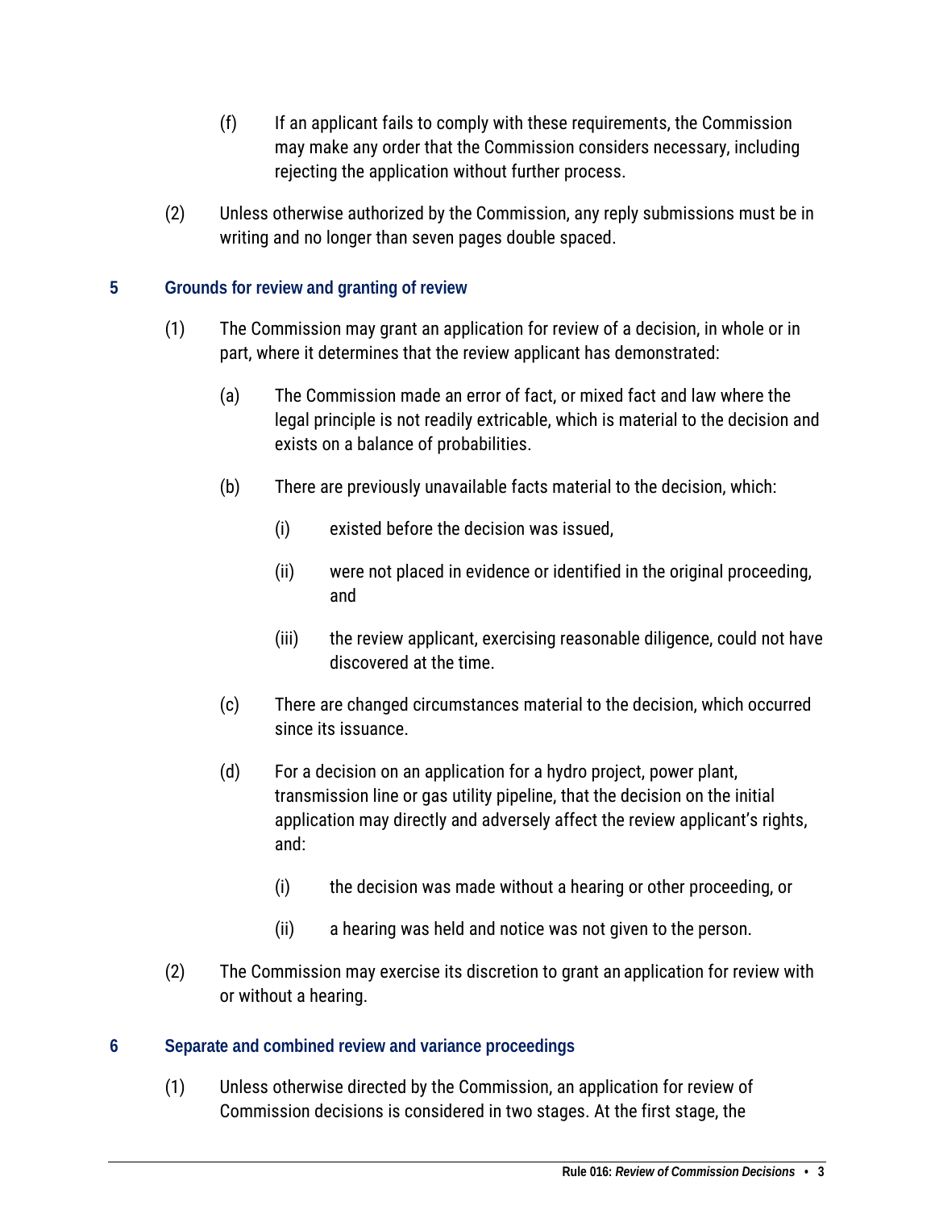(f) If an applicant fails to comply with these requirements, the Commission may make any order that the Commission considers necessary, including rejecting the application without further process.

(2) Unless otherwise authorized by the Commission, any reply submissions must be in writing and no longer than seven pages double spaced.

## 5 Grounds for review and granting of review

(1) The Commission may grant an application for review of a decision, in whole or in part, where it determines that the review applicant has demonstrated:

(a) The Commission made an error of fact, or mixed fact and law where the legal principle is not readily extricable, which is material to the decision and exists on a balance of probabilities.

(b) There are previously unavailable facts material to the decision, which:

(i) existed before the decision was issued,

(ii) were not placed in evidence or identified in the original proceeding, and

(iii) the review applicant, exercising reasonable diligence, could not have discovered at the time.

(c) There are changed circumstances material to the decision, which occurred since its issuance.

(d) For a decision on an application for a hydro project, power plant, transmission line or gas utility pipeline, that the decision on the initial application may directly and adversely affect the review applicant's rights, and:

(i) the decision was made without a hearing or other proceeding, or

(ii) a hearing was held and notice was not given to the person.

(2) The Commission may exercise its discretion to grant an application for review with or without a hearing.

## 6 Separate and combined review and variance proceedings

(1) Unless otherwise directed by the Commission, an application for review of Commission decisions is considered in two stages. At the first stage, the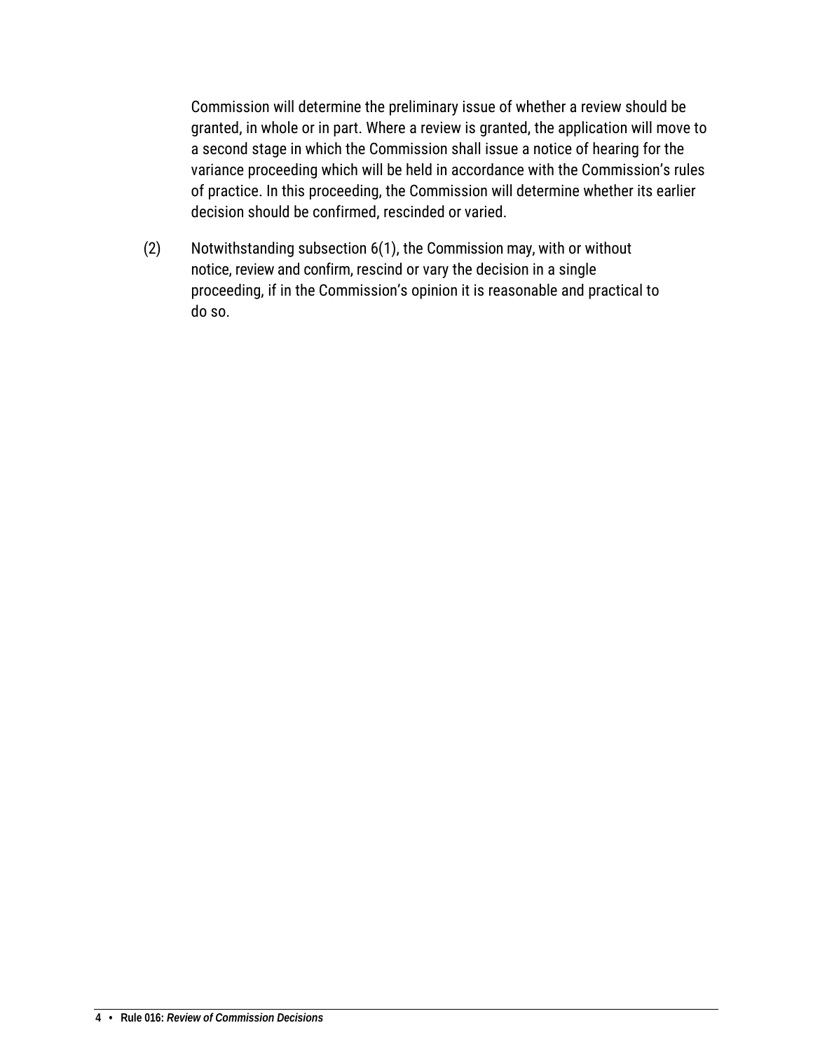Commission will determine the preliminary issue of whether a review should be granted, in whole or in part. Where a review is granted, the application will move to a second stage in which the Commission shall issue a notice of hearing for the variance proceeding which will be held in accordance with the Commission's rules of practice. In this proceeding, the Commission will determine whether its earlier decision should be confirmed, rescinded or varied.

(2) Notwithstanding subsection 6(1), the Commission may, with or without notice, review and confirm, rescind or vary the decision in a single proceeding, if in the Commission's opinion it is reasonable and practical to do so.